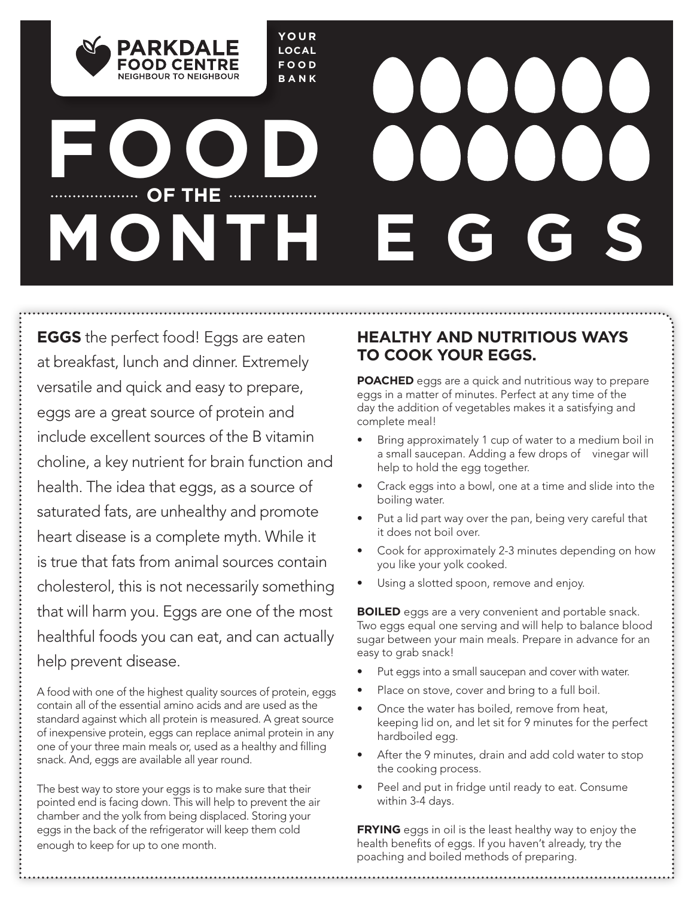**PARKDALE FOOD CENTRE**
NEIGHBOUR TO NEIGHBOUR

YOUR LOCAL FOOD BANK

# FOOD OF THE MONTH EGGS

**EGGS** the perfect food! Eggs are eaten at breakfast, lunch and dinner. Extremely versatile and quick and easy to prepare, eggs are a great source of protein and include excellent sources of the B vitamin choline, a key nutrient for brain function and health. The idea that eggs, as a source of saturated fats, are unhealthy and promote heart disease is a complete myth. While it is true that fats from animal sources contain cholesterol, this is not necessarily something that will harm you. Eggs are one of the most healthful foods you can eat, and can actually help prevent disease.

A food with one of the highest quality sources of protein, eggs contain all of the essential amino acids and are used as the standard against which all protein is measured. A great source of inexpensive protein, eggs can replace animal protein in any one of your three main meals or, used as a healthy and filling snack. And, eggs are available all year round.

The best way to store your eggs is to make sure that their pointed end is facing down. This will help to prevent the air chamber and the yolk from being displaced. Storing your eggs in the back of the refrigerator will keep them cold enough to keep for up to one month.

## HEALTHY AND NUTRITIOUS WAYS TO COOK YOUR EGGS.

**POACHED** eggs are a quick and nutritious way to prepare eggs in a matter of minutes. Perfect at any time of the day the addition of vegetables makes it a satisfying and complete meal!

- Bring approximately 1 cup of water to a medium boil in a small saucepan. Adding a few drops of vinegar will help to hold the egg together.
- Crack eggs into a bowl, one at a time and slide into the boiling water.
- Put a lid part way over the pan, being very careful that it does not boil over.
- Cook for approximately 2-3 minutes depending on how you like your yolk cooked.
- Using a slotted spoon, remove and enjoy.

**BOILED** eggs are a very convenient and portable snack. Two eggs equal one serving and will help to balance blood sugar between your main meals. Prepare in advance for an easy to grab snack!

- Put eggs into a small saucepan and cover with water.
- Place on stove, cover and bring to a full boil.
- Once the water has boiled, remove from heat, keeping lid on, and let sit for 9 minutes for the perfect hardboiled egg.
- After the 9 minutes, drain and add cold water to stop the cooking process.
- Peel and put in fridge until ready to eat. Consume within 3-4 days.

**FRYING** eggs in oil is the least healthy way to enjoy the health benefits of eggs. If you haven't already, try the poaching and boiled methods of preparing.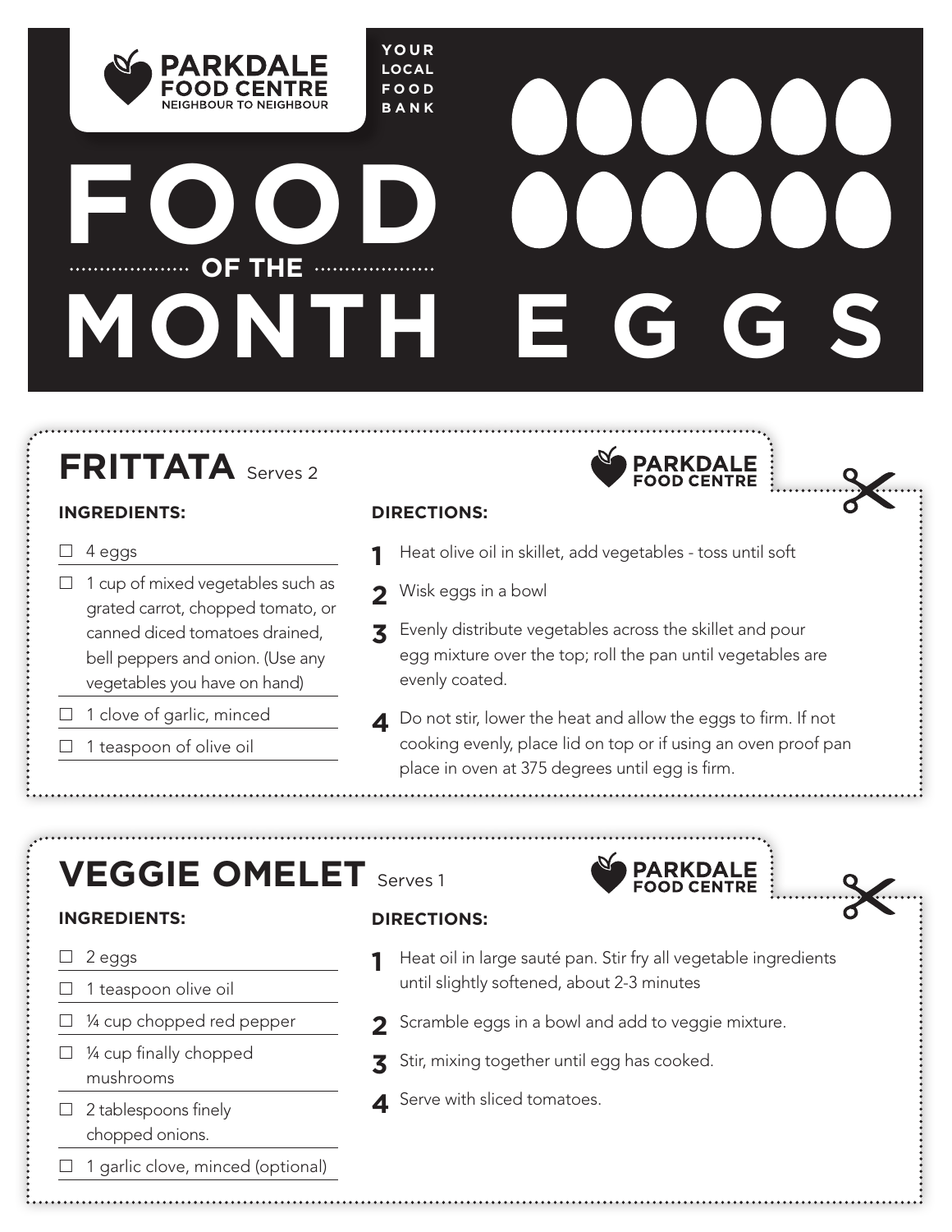PARKDALE FOOD CENTRE
NEIGHBOUR TO NEIGHBOUR

YOUR LOCAL FOOD BANK

# FOOD OF THE MONTH EGGS

## FRITTATA Serves 2

PARKDALE FOOD CENTRE

**INGREDIENTS:**

- ☐ 4 eggs
- ☐ 1 cup of mixed vegetables such as grated carrot, chopped tomato, or canned diced tomatoes drained, bell peppers and onion. (Use any vegetables you have on hand)
- ☐ 1 clove of garlic, minced
- ☐ 1 teaspoon of olive oil

**DIRECTIONS:**

1. Heat olive oil in skillet, add vegetables - toss until soft
2. Wisk eggs in a bowl
3. Evenly distribute vegetables across the skillet and pour egg mixture over the top; roll the pan until vegetables are evenly coated.
4. Do not stir, lower the heat and allow the eggs to firm. If not cooking evenly, place lid on top or if using an oven proof pan place in oven at 375 degrees until egg is firm.

## VEGGIE OMELET Serves 1

PARKDALE FOOD CENTRE

**INGREDIENTS:**

- ☐ 2 eggs
- ☐ 1 teaspoon olive oil
- ☐ ¼ cup chopped red pepper
- ☐ ¼ cup finally chopped mushrooms
- ☐ 2 tablespoons finely chopped onions.
- ☐ 1 garlic clove, minced (optional)

**DIRECTIONS:**

1. Heat oil in large sauté pan. Stir fry all vegetable ingredients until slightly softened, about 2-3 minutes
2. Scramble eggs in a bowl and add to veggie mixture.
3. Stir, mixing together until egg has cooked.
4. Serve with sliced tomatoes.